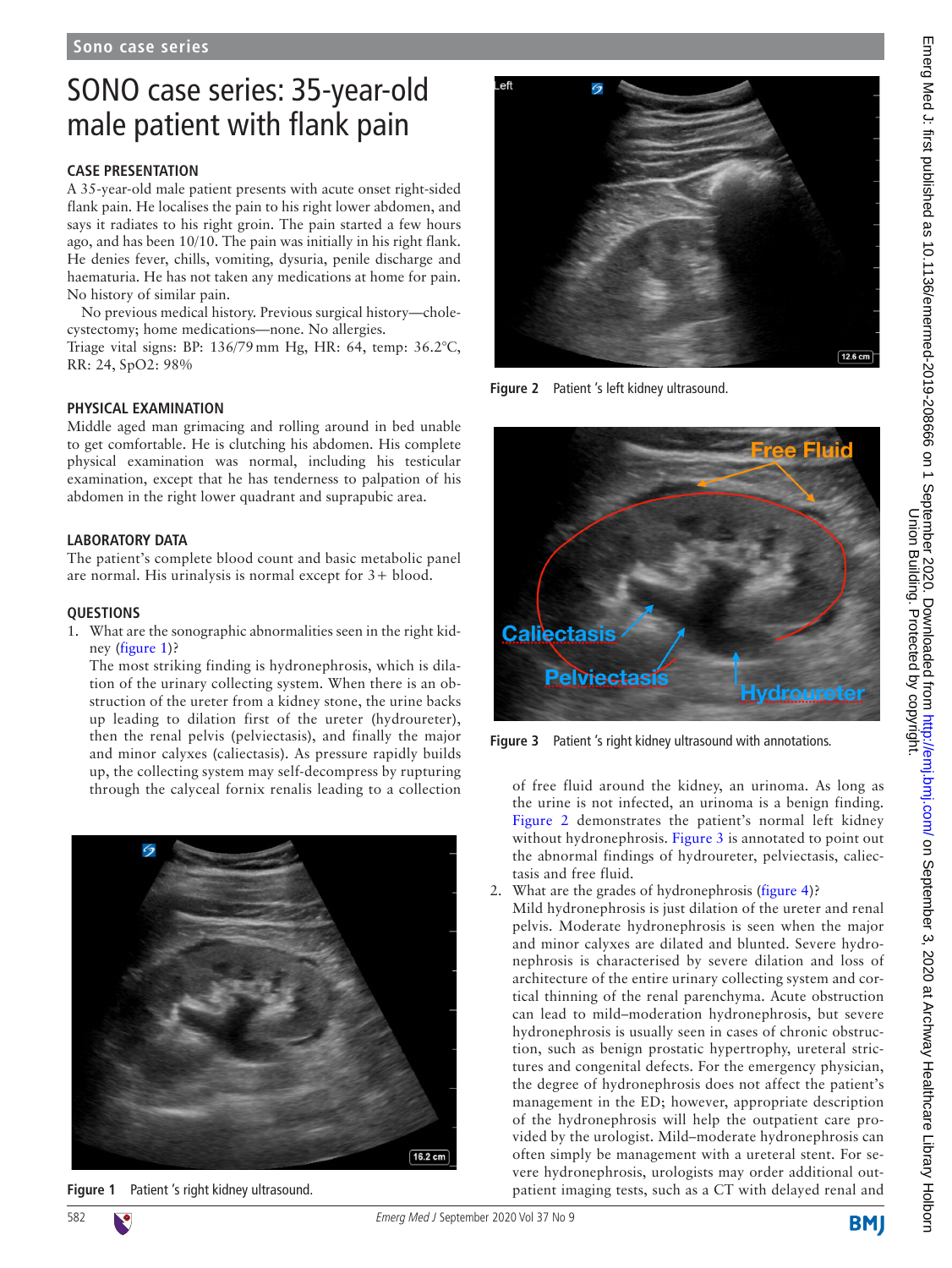# SONO case series: 35-year-old male patient with flank pain

## CASE PRESENTATION

A 35-year-old male patient presents with acute onset right-sided flank pain. He localises the pain to his right lower abdomen, and says it radiates to his right groin. The pain started a few hours ago, and has been 10/10. The pain was initially in his right flank. He denies fever, chills, vomiting, dysuria, penile discharge and haematuria. He has not taken any medications at home for pain. No history of similar pain.

No previous medical history. Previous surgical history—cholecystectomy; home medications—none. No allergies.
Triage vital signs: BP: 136/79 mm Hg, HR: 64, temp: 36.2°C, RR: 24, SpO2: 98%

## PHYSICAL EXAMINATION

Middle aged man grimacing and rolling around in bed unable to get comfortable. He is clutching his abdomen. His complete physical examination was normal, including his testicular examination, except that he has tenderness to palpation of his abdomen in the right lower quadrant and suprapubic area.

## LABORATORY DATA

The patient's complete blood count and basic metabolic panel are normal. His urinalysis is normal except for 3+ blood.

## QUESTIONS

1. What are the sonographic abnormalities seen in the right kidney (figure 1)?
   The most striking finding is hydronephrosis, which is dilation of the urinary collecting system. When there is an obstruction of the ureter from a kidney stone, the urine backs up leading to dilation first of the ureter (hydroureter), then the renal pelvis (pelviectasis), and finally the major and minor calyxes (caliectasis). As pressure rapidly builds up, the collecting system may self-decompress by rupturing through the calyceal fornix renalis leading to a collection of free fluid around the kidney, an urinoma. As long as the urine is not infected, an urinoma is a benign finding. Figure 2 demonstrates the patient's normal left kidney without hydronephrosis. Figure 3 is annotated to point out the abnormal findings of hydroureter, pelviectasis, caliectasis and free fluid.

Figure 1 Patient 's right kidney ultrasound.

Figure 2 Patient 's left kidney ultrasound.

Figure 3 Patient 's right kidney ultrasound with annotations.

2. What are the grades of hydronephrosis (figure 4)?
   Mild hydronephrosis is just dilation of the ureter and renal pelvis. Moderate hydronephrosis is seen when the major and minor calyxes are dilated and blunted. Severe hydronephrosis is characterised by severe dilation and loss of architecture of the entire urinary collecting system and cortical thinning of the renal parenchyma. Acute obstruction can lead to mild–moderation hydronephrosis, but severe hydronephrosis is usually seen in cases of chronic obstruction, such as benign prostatic hypertrophy, ureteral strictures and congenital defects. For the emergency physician, the degree of hydronephrosis does not affect the patient's management in the ED; however, appropriate description of the hydronephrosis will help the outpatient care provided by the urologist. Mild–moderate hydronephrosis can often simply be management with a ureteral stent. For severe hydronephrosis, urologists may order additional outpatient imaging tests, such as a CT with delayed renal and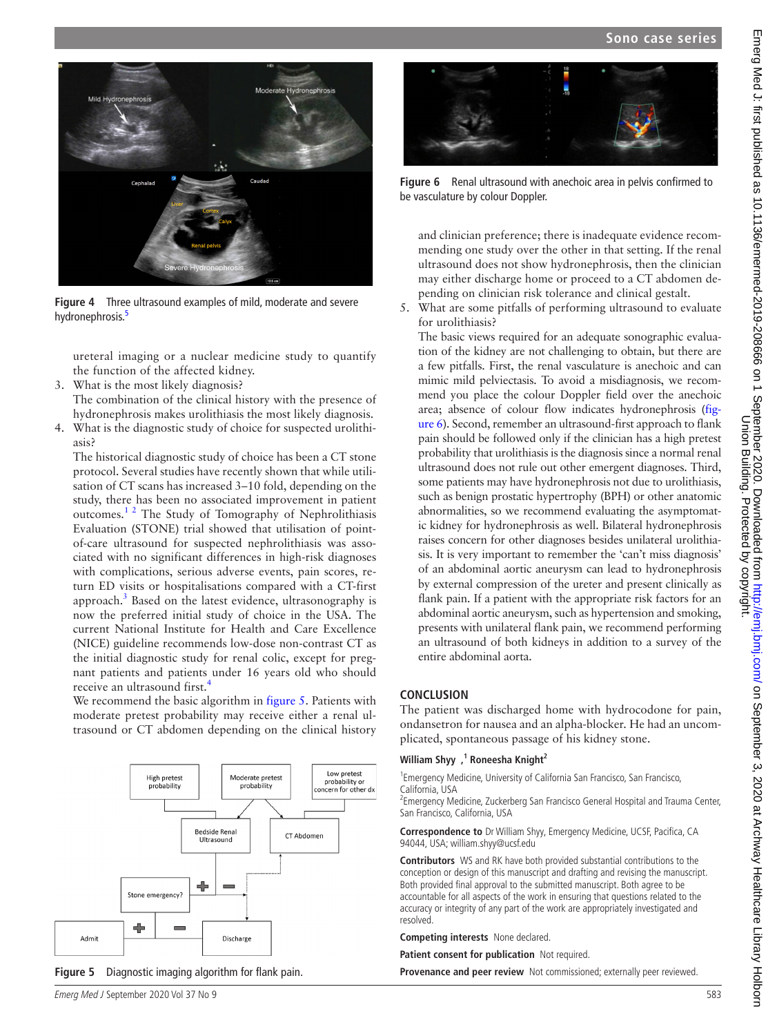Figure 4 Three ultrasound examples of mild, moderate and severe hydronephrosis.[5]

ureteral imaging or a nuclear medicine study to quantify the function of the affected kidney.

3. What is the most likely diagnosis?
   The combination of the clinical history with the presence of hydronephrosis makes urolithiasis the most likely diagnosis.
4. What is the diagnostic study of choice for suspected urolithiasis?
   The historical diagnostic study of choice has been a CT stone protocol. Several studies have recently shown that while utilisation of CT scans has increased 3–10 fold, depending on the study, there has been no associated improvement in patient outcomes.[1,2] The Study of Tomography of Nephrolithiasis Evaluation (STONE) trial showed that utilisation of point-of-care ultrasound for suspected nephrolithiasis was associated with no significant differences in high-risk diagnoses with complications, serious adverse events, pain scores, return ED visits or hospitalisations compared with a CT-first approach.[3] Based on the latest evidence, ultrasonography is now the preferred initial study of choice in the USA. The current National Institute for Health and Care Excellence (NICE) guideline recommends low-dose non-contrast CT as the initial diagnostic study for renal colic, except for pregnant patients and patients under 16 years old who should receive an ultrasound first.[4]
   We recommend the basic algorithm in figure 5. Patients with moderate pretest probability may receive either a renal ultrasound or CT abdomen depending on the clinical history and clinician preference; there is inadequate evidence recommending one study over the other in that setting. If the renal ultrasound does not show hydronephrosis, then the clinician may either discharge home or proceed to a CT abdomen depending on clinician risk tolerance and clinical gestalt.
5. What are some pitfalls of performing ultrasound to evaluate for urolithiasis?
   The basic views required for an adequate sonographic evaluation of the kidney are not challenging to obtain, but there are a few pitfalls. First, the renal vasculature is anechoic and can mimic mild pelviectasis. To avoid a misdiagnosis, we recommend you place the colour Doppler field over the anechoic area; absence of colour flow indicates hydronephrosis (figure 6). Second, remember an ultrasound-first approach to flank pain should be followed only if the clinician has a high pretest probability that urolithiasis is the diagnosis since a normal renal ultrasound does not rule out other emergent diagnoses. Third, some patients may have hydronephrosis not due to urolithiasis, such as benign prostatic hypertrophy (BPH) or other anatomic abnormalities, so we recommend evaluating the asymptomatic kidney for hydronephrosis as well. Bilateral hydronephrosis raises concern for other diagnoses besides unilateral urolithiasis. It is very important to remember the 'can't miss diagnosis' of an abdominal aortic aneurysm can lead to hydronephrosis by external compression of the ureter and present clinically as flank pain. If a patient with the appropriate risk factors for an abdominal aortic aneurysm, such as hypertension and smoking, presents with unilateral flank pain, we recommend performing an ultrasound of both kidneys in addition to a survey of the entire abdominal aorta.

Figure 5 Diagnostic imaging algorithm for flank pain.

Figure 6 Renal ultrasound with anechoic area in pelvis confirmed to be vasculature by colour Doppler.

## CONCLUSION

The patient was discharged home with hydrocodone for pain, ondansetron for nausea and an alpha-blocker. He had an uncomplicated, spontaneous passage of his kidney stone.

**William Shyy**,[1] **Roneesha Knight**[2]

[1]Emergency Medicine, University of California San Francisco, San Francisco, California, USA
[2]Emergency Medicine, Zuckerberg San Francisco General Hospital and Trauma Center, San Francisco, California, USA

**Correspondence to** Dr William Shyy, Emergency Medicine, UCSF, Pacifica, CA 94044, USA; william.shyy@ucsf.edu

**Contributors** WS and RK have both provided substantial contributions to the conception or design of this manuscript and drafting and revising the manuscript. Both provided final approval to the submitted manuscript. Both agree to be accountable for all aspects of the work in ensuring that questions related to the accuracy or integrity of any part of the work are appropriately investigated and resolved.

**Competing interests** None declared.

**Patient consent for publication** Not required.

**Provenance and peer review** Not commissioned; externally peer reviewed.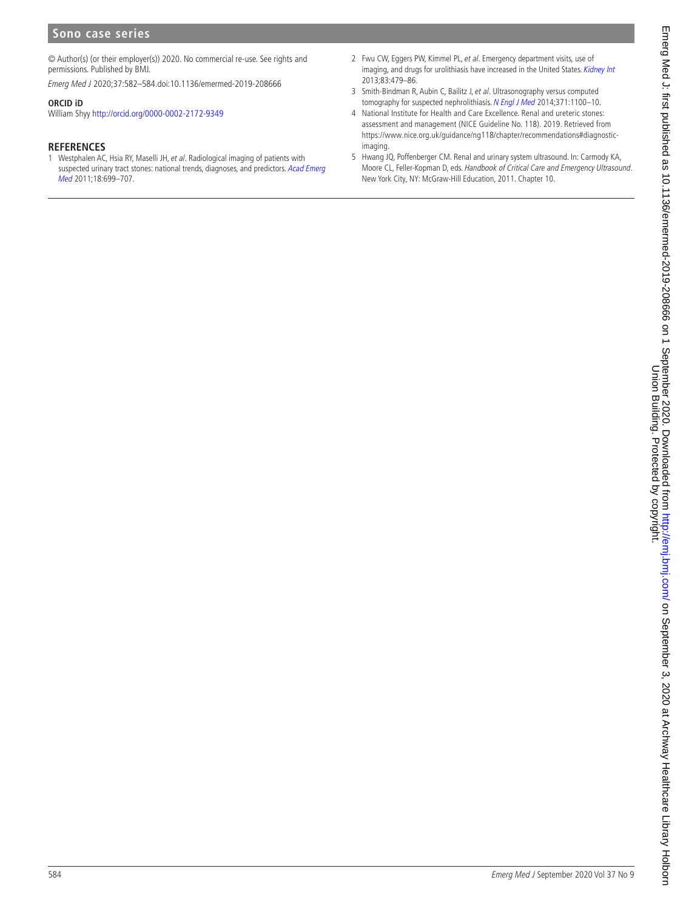© Author(s) (or their employer(s)) 2020. No commercial re-use. See rights and permissions. Published by BMJ.

*Emerg Med J* 2020;37:582–584.doi:10.1136/emermed-2019-208666

**ORCID iD**

William Shyy http://orcid.org/0000-0002-2172-9349

## REFERENCES

1. Westphalen AC, Hsia RY, Maselli JH, *et al*. Radiological imaging of patients with suspected urinary tract stones: national trends, diagnoses, and predictors. *Acad Emerg Med* 2011;18:699–707.
2. Fwu CW, Eggers PW, Kimmel PL, *et al*. Emergency department visits, use of imaging, and drugs for urolithiasis have increased in the United States. *Kidney Int* 2013;83:479–86.
3. Smith-Bindman R, Aubin C, Bailitz J, *et al*. Ultrasonography versus computed tomography for suspected nephrolithiasis. *N Engl J Med* 2014;371:1100–10.
4. National Institute for Health and Care Excellence. Renal and ureteric stones: assessment and management (NICE Guideline No. 118). 2019. Retrieved from https://www.nice.org.uk/guidance/ng118/chapter/recommendations#diagnostic-imaging.
5. Hwang JQ, Poffenberger CM. Renal and urinary system ultrasound. In: Carmody KA, Moore CL, Feller-Kopman D, eds. *Handbook of Critical Care and Emergency Ultrasound*. New York City, NY: McGraw-Hill Education, 2011. Chapter 10.